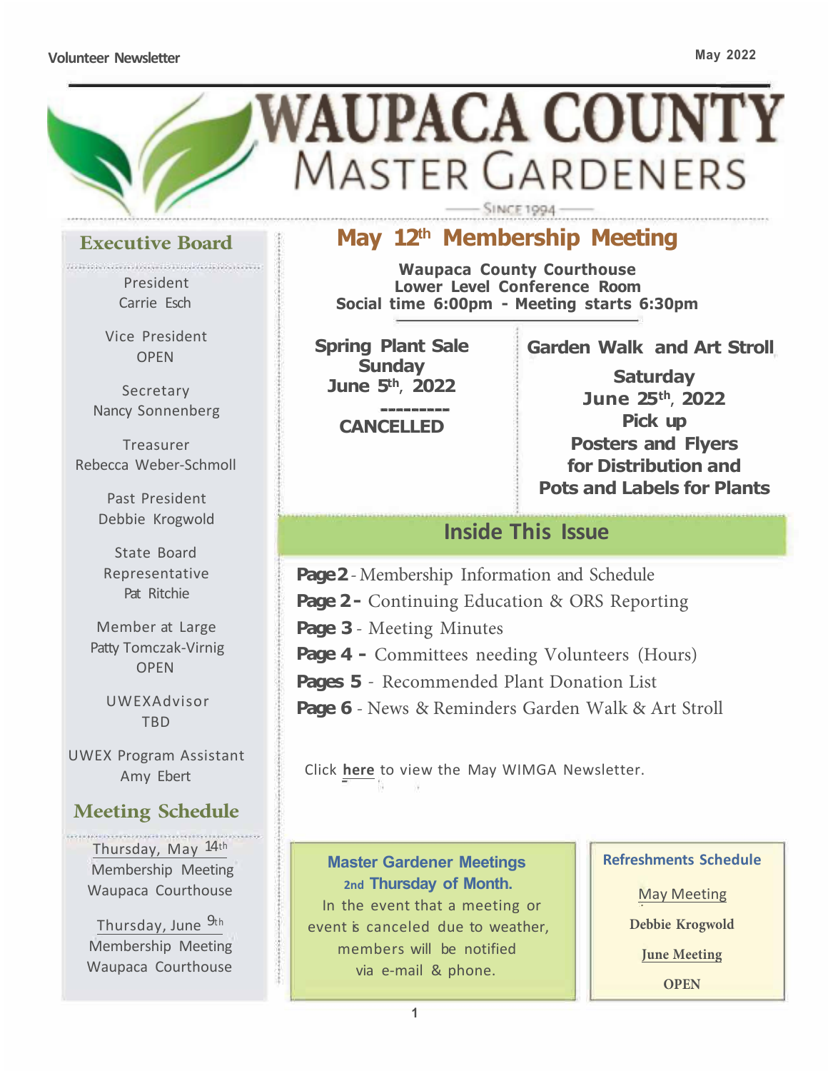Volunteer Newsletter

May 2022

# WAUPACA COUNTY MASTER GARDENERS

SINCE 1994

## May 12th Membership Meeting

**Waupaca County Courthouse**
**Lower Level Conference Room**
**Social time 6:00pm - Meeting starts 6:30pm**

**Spring Plant Sale**
**Sunday**
**June 5th, 2022**
**---------**
**CANCELLED**

**Garden Walk and Art Stroll**

**Saturday**
**June 25th, 2022**
**Pick up**
**Posters and Flyers**
**for Distribution and**
**Pots and Labels for Plants**

## Inside This Issue

**Page 2** - Membership Information and Schedule
**Page 2 -** Continuing Education & ORS Reporting
**Page 3** - Meeting Minutes
**Page 4 -** Committees needing Volunteers (Hours)
**Pages 5** - Recommended Plant Donation List
**Page 6** - News & Reminders Garden Walk & Art Stroll

Click **here** to view the May WIMGA Newsletter.

### Master Gardener Meetings
### 2nd Thursday of Month.

In the event that a meeting or event is canceled due to weather, members will be notified via e-mail & phone.

### Refreshments Schedule

May Meeting
**Debbie Krogwold**

June Meeting
**OPEN**

## Executive Board

President
Carrie Esch

Vice President
OPEN

Secretary
Nancy Sonnenberg

Treasurer
Rebecca Weber-Schmoll

Past President
Debbie Krogwold

State Board Representative
Pat Ritchie

Member at Large
Patty Tomczak-Virnig
OPEN

UWEXAdvisor
TBD

UWEX Program Assistant
Amy Ebert

## Meeting Schedule

Thursday, May 14th
Membership Meeting
Waupaca Courthouse

Thursday, June 9th
Membership Meeting
Waupaca Courthouse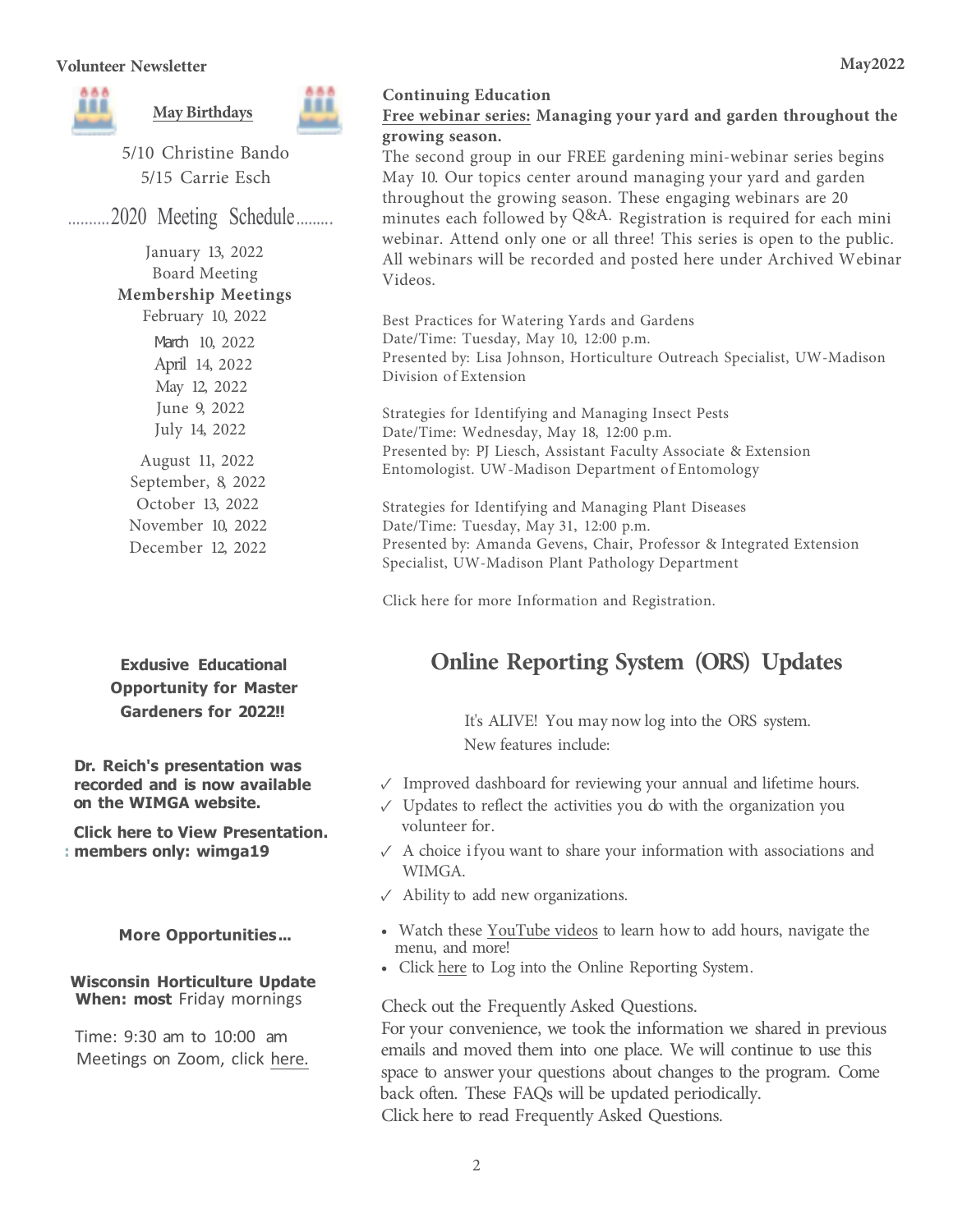## May Birthdays

5/10 Christine Bando
5/15 Carrie Esch

## ..........2020 Meeting Schedule.........

January 13, 2022
Board Meeting

**Membership Meetings**

February 10, 2022
March 10, 2022
April 14, 2022
May 12, 2022
June 9, 2022
July 14, 2022
August 11, 2022
September, 8, 2022
October 13, 2022
November 10, 2022
December 12, 2022

**Exdusive Educational Opportunity for Master Gardeners for 2022!!**

**Dr. Reich's presentation was recorded and is now available on the WIMGA website.**

**Click here to View Presentation.**
**: members only: wimga19**

**More Opportunities...**

**Wisconsin Horticulture Update**
**When: most** Friday mornings

Time: 9:30 am to 10:00 am
Meetings on Zoom, click here.

## Continuing Education

**Free webinar series: Managing your yard and garden throughout the growing season.**

The second group in our FREE gardening mini-webinar series begins May 10. Our topics center around managing your yard and garden throughout the growing season. These engaging webinars are 20 minutes each followed by Q&A. Registration is required for each mini webinar. Attend only one or all three! This series is open to the public. All webinars will be recorded and posted here under Archived Webinar Videos.

Best Practices for Watering Yards and Gardens
Date/Time: Tuesday, May 10, 12:00 p.m.
Presented by: Lisa Johnson, Horticulture Outreach Specialist, UW-Madison Division of Extension

Strategies for Identifying and Managing Insect Pests
Date/Time: Wednesday, May 18, 12:00 p.m.
Presented by: PJ Liesch, Assistant Faculty Associate & Extension Entomologist. UW-Madison Department of Entomology

Strategies for Identifying and Managing Plant Diseases
Date/Time: Tuesday, May 31, 12:00 p.m.
Presented by: Amanda Gevens, Chair, Professor & Integrated Extension Specialist, UW-Madison Plant Pathology Department

Click here for more Information and Registration.

## Online Reporting System (ORS) Updates

It's ALIVE! You may now log into the ORS system.
New features include:

- ✓ Improved dashboard for reviewing your annual and lifetime hours.
- ✓ Updates to reflect the activities you do with the organization you volunteer for.
- ✓ A choice if you want to share your information with associations and WIMGA.
- ✓ Ability to add new organizations.

- Watch these YouTube videos to learn how to add hours, navigate the menu, and more!
- Click here to Log into the Online Reporting System.

Check out the Frequently Asked Questions.
For your convenience, we took the information we shared in previous emails and moved them into one place. We will continue to use this space to answer your questions about changes to the program. Come back often. These FAQs will be updated periodically.
Click here to read Frequently Asked Questions.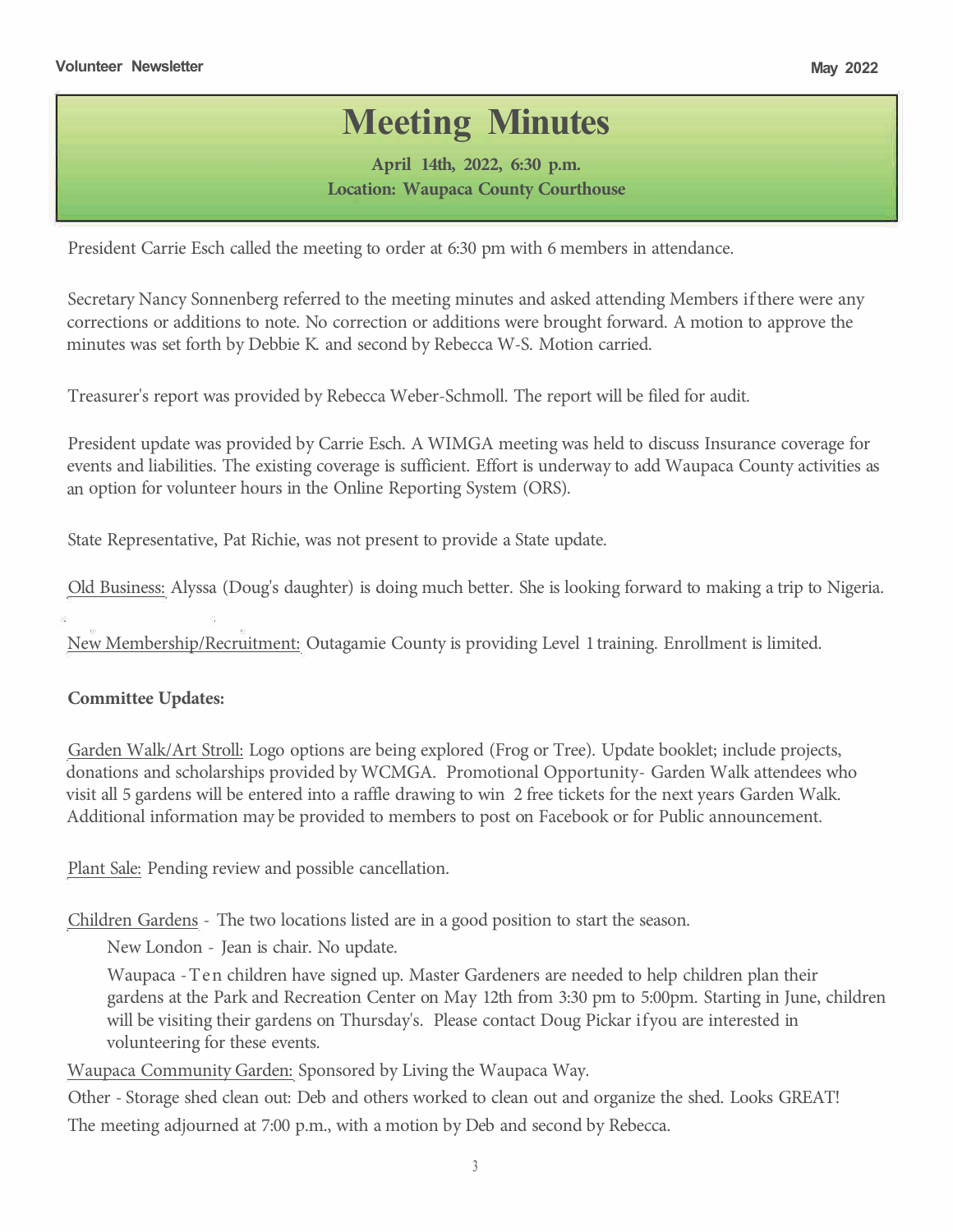# Meeting Minutes

**April 14th, 2022, 6:30 p.m.**
**Location: Waupaca County Courthouse**

President Carrie Esch called the meeting to order at 6:30 pm with 6 members in attendance.

Secretary Nancy Sonnenberg referred to the meeting minutes and asked attending Members if there were any corrections or additions to note. No correction or additions were brought forward. A motion to approve the minutes was set forth by Debbie K. and second by Rebecca W-S. Motion carried.

Treasurer's report was provided by Rebecca Weber-Schmoll. The report will be filed for audit.

President update was provided by Carrie Esch. A WIMGA meeting was held to discuss Insurance coverage for events and liabilities. The existing coverage is sufficient. Effort is underway to add Waupaca County activities as an option for volunteer hours in the Online Reporting System (ORS).

State Representative, Pat Richie, was not present to provide a State update.

Old Business: Alyssa (Doug's daughter) is doing much better. She is looking forward to making a trip to Nigeria.

New Membership/Recruitment: Outagamie County is providing Level 1 training. Enrollment is limited.

**Committee Updates:**

Garden Walk/Art Stroll: Logo options are being explored (Frog or Tree). Update booklet; include projects, donations and scholarships provided by WCMGA. Promotional Opportunity- Garden Walk attendees who visit all 5 gardens will be entered into a raffle drawing to win 2 free tickets for the next years Garden Walk. Additional information may be provided to members to post on Facebook or for Public announcement.

Plant Sale: Pending review and possible cancellation.

Children Gardens - The two locations listed are in a good position to start the season.

New London - Jean is chair. No update.

Waupaca - Ten children have signed up. Master Gardeners are needed to help children plan their gardens at the Park and Recreation Center on May 12th from 3:30 pm to 5:00pm. Starting in June, children will be visiting their gardens on Thursday's. Please contact Doug Pickar if you are interested in volunteering for these events.

Waupaca Community Garden: Sponsored by Living the Waupaca Way.

Other - Storage shed clean out: Deb and others worked to clean out and organize the shed. Looks GREAT!

The meeting adjourned at 7:00 p.m., with a motion by Deb and second by Rebecca.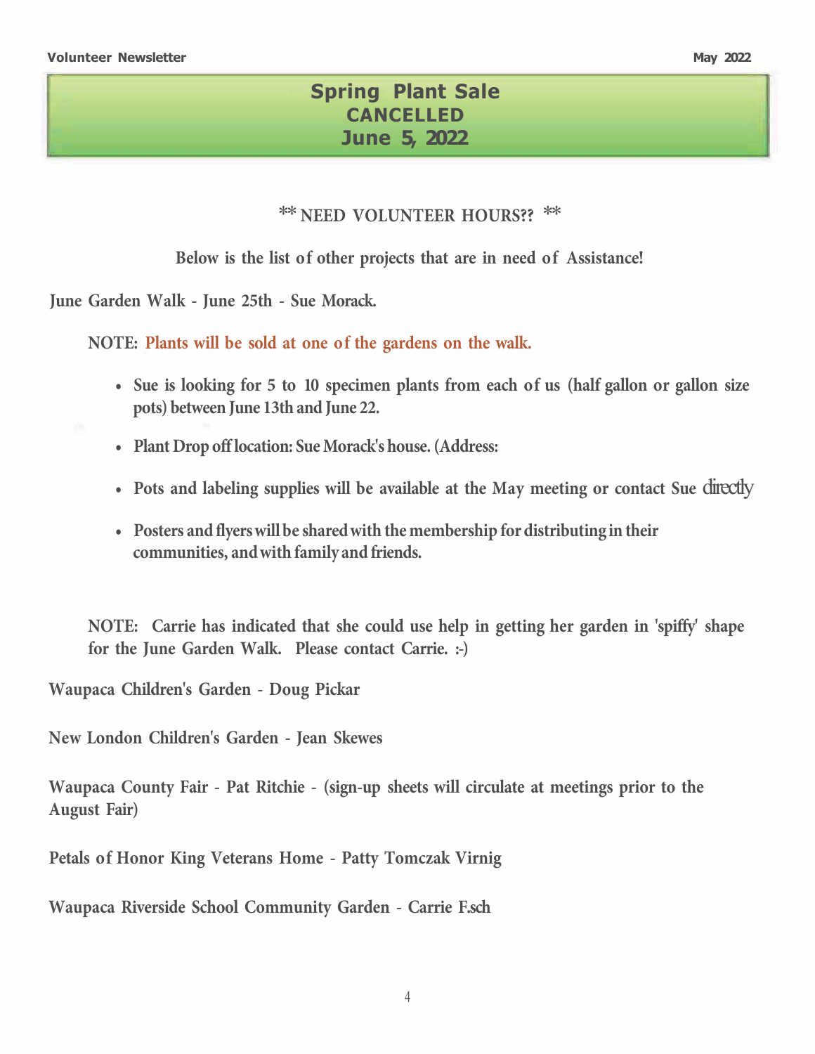# Spring Plant Sale
## CANCELLED
## June 5, 2022

**\*\* NEED VOLUNTEER HOURS?? \*\***

**Below is the list of other projects that are in need of Assistance!**

**June Garden Walk - June 25th - Sue Morack.**

**NOTE: Plants will be sold at one of the gardens on the walk.**

- **Sue is looking for 5 to 10 specimen plants from each of us (half gallon or gallon size pots) between June 13th and June 22.**
- **Plant Drop off location: Sue Morack's house. (Address:**
- **Pots and labeling supplies will be available at the May meeting or contact Sue directly**
- **Posters and flyers will be shared with the membership for distributing in their communities, and with family and friends.**

**NOTE: Carrie has indicated that she could use help in getting her garden in 'spiffy' shape for the June Garden Walk. Please contact Carrie. :-)**

**Waupaca Children's Garden - Doug Pickar**

**New London Children's Garden - Jean Skewes**

**Waupaca County Fair - Pat Ritchie - (sign-up sheets will circulate at meetings prior to the August Fair)**

**Petals of Honor King Veterans Home - Patty Tomczak Virnig**

**Waupaca Riverside School Community Garden - Carrie F.sch**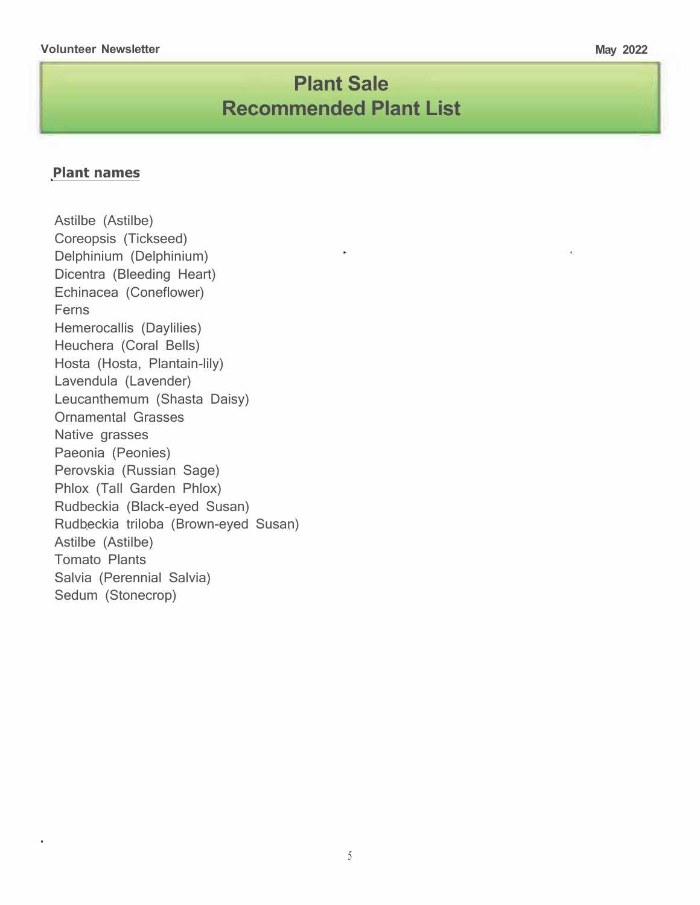# Plant Sale
# Recommended Plant List

**Plant names**

Astilbe (Astilbe)
Coreopsis (Tickseed)
Delphinium (Delphinium)
Dicentra (Bleeding Heart)
Echinacea (Coneflower)
Ferns
Hemerocallis (Daylilies)
Heuchera (Coral Bells)
Hosta (Hosta, Plantain-lily)
Lavendula (Lavender)
Leucanthemum (Shasta Daisy)
Ornamental Grasses
Native grasses
Paeonia (Peonies)
Perovskia (Russian Sage)
Phlox (Tall Garden Phlox)
Rudbeckia (Black-eyed Susan)
Rudbeckia triloba (Brown-eyed Susan)
Astilbe (Astilbe)
Tomato Plants
Salvia (Perennial Salvia)
Sedum (Stonecrop)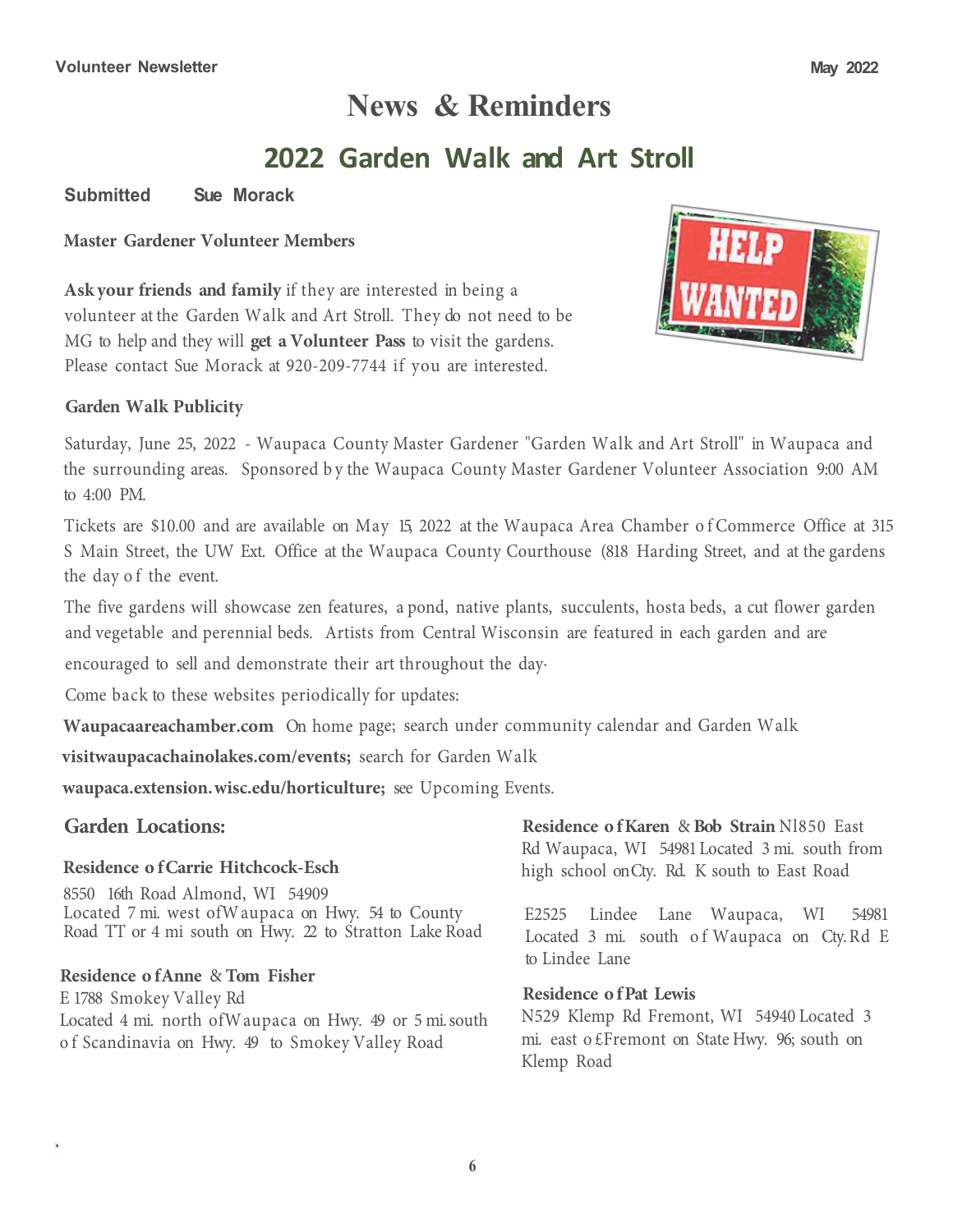# News & Reminders

## 2022 Garden Walk and Art Stroll

**Submitted Sue Morack**

**Master Gardener Volunteer Members**

**Ask your friends and family** if they are interested in being a volunteer at the Garden Walk and Art Stroll. They do not need to be MG to help and they will **get a Volunteer Pass** to visit the gardens. Please contact Sue Morack at 920-209-7744 if you are interested.

**Garden Walk Publicity**

Saturday, June 25, 2022 - Waupaca County Master Gardener "Garden Walk and Art Stroll" in Waupaca and the surrounding areas. Sponsored by the Waupaca County Master Gardener Volunteer Association 9:00 AM to 4:00 PM.

Tickets are $10.00 and are available on May 15, 2022 at the Waupaca Area Chamber of Commerce Office at 315 S Main Street, the UW Ext. Office at the Waupaca County Courthouse (818 Harding Street, and at the gardens the day of the event.

The five gardens will showcase zen features, a pond, native plants, succulents, hosta beds, a cut flower garden and vegetable and perennial beds. Artists from Central Wisconsin are featured in each garden and are encouraged to sell and demonstrate their art throughout the day.

Come back to these websites periodically for updates:

**Waupacaareachamber.com** On home page; search under community calendar and Garden Walk

**visitwaupacachainolakes.com/events;** search for Garden Walk

**waupaca.extension.wisc.edu/horticulture;** see Upcoming Events.

### Garden Locations:

**Residence of Carrie Hitchcock-Esch**
8550 16th Road Almond, WI 54909
Located 7 mi. west of Waupaca on Hwy. 54 to County Road TT or 4 mi south on Hwy. 22 to Stratton Lake Road

**Residence of Anne & Tom Fisher**
E 1788 Smokey Valley Rd
Located 4 mi. north of Waupaca on Hwy. 49 or 5 mi. south of Scandinavia on Hwy. 49 to Smokey Valley Road

**Residence of Karen & Bob Strain** N1850 East Rd Waupaca, WI 54981 Located 3 mi. south from high school on Cty. Rd. K south to East Road

E2525 Lindee Lane Waupaca, WI 54981 Located 3 mi. south of Waupaca on Cty. Rd E to Lindee Lane

**Residence of Pat Lewis**
N529 Klemp Rd Fremont, WI 54940 Located 3 mi. east of Fremont on State Hwy. 96; south on Klemp Road